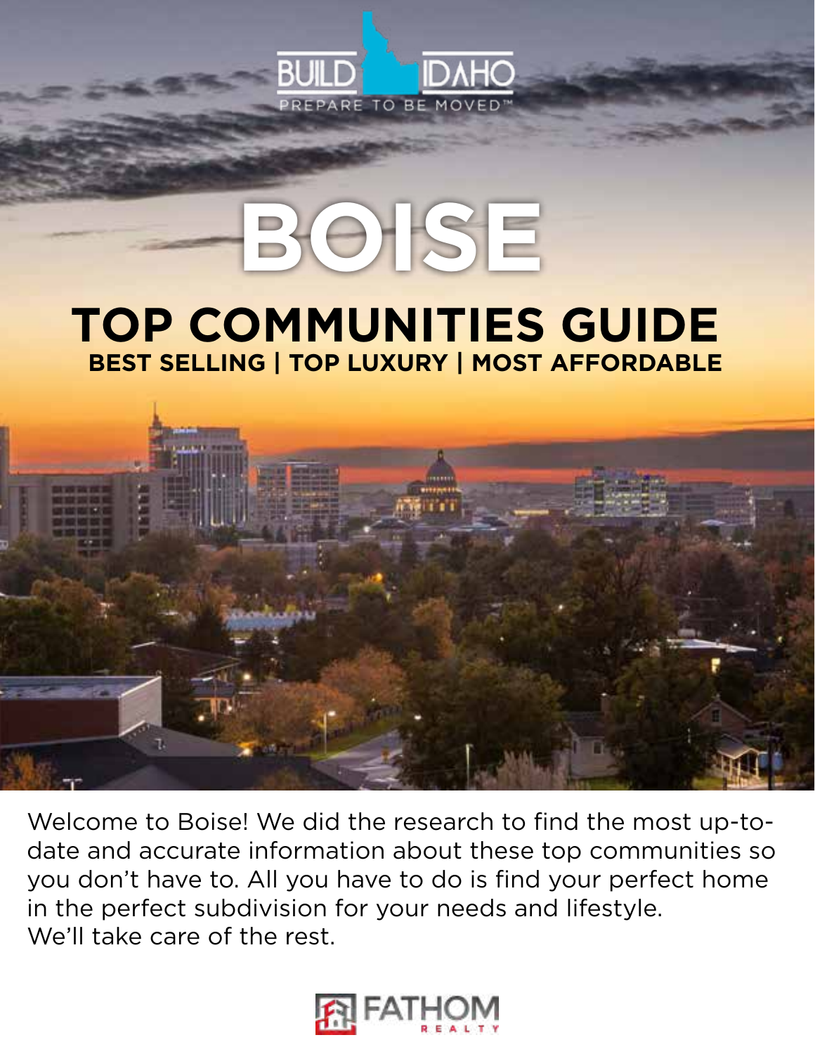BUILD IDAHO

PREPARE TO BE MOVED™

# BOISE

## TOP COMMUNITIES GUIDE

**BEST SELLING | TOP LUXURY | MOST AFFORDABLE**

Welcome to Boise! We did the research to find the most up-to-date and accurate information about these top communities so you don't have to. All you have to do is find your perfect home in the perfect subdivision for your needs and lifestyle. We'll take care of the rest.

FATHOM REALTY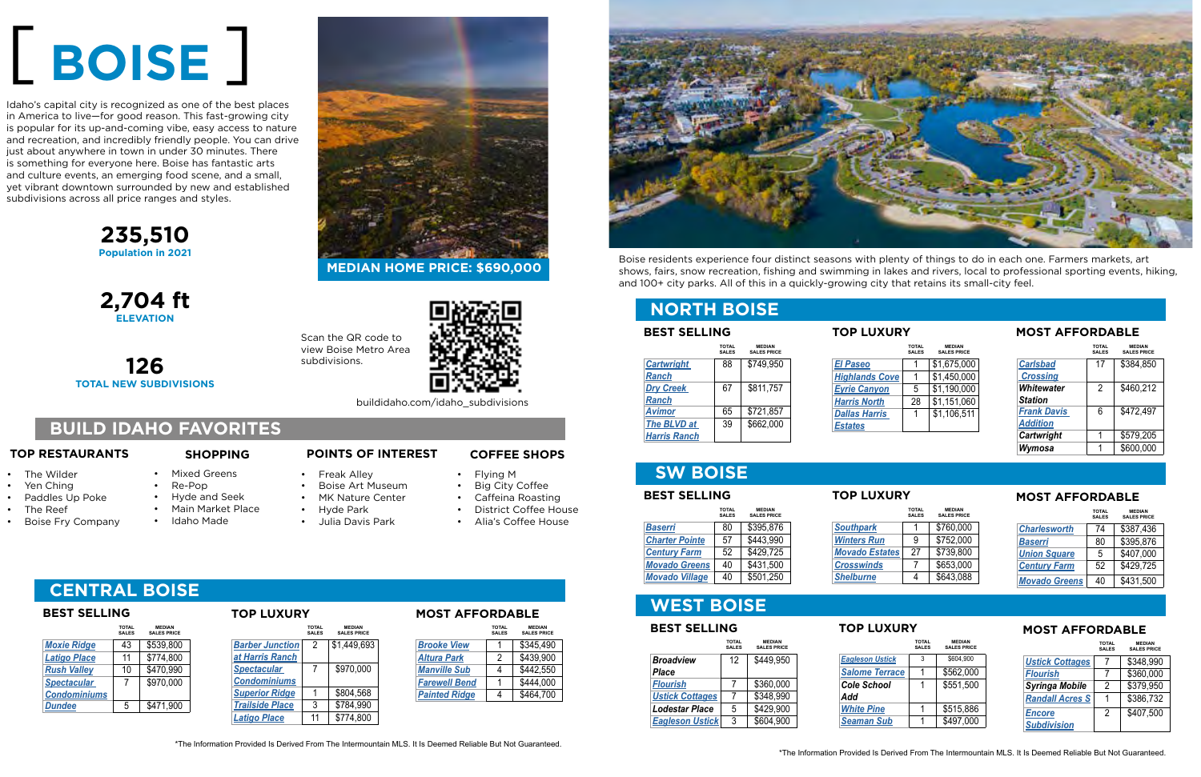# [ BOISE ]

Idaho's capital city is recognized as one of the best places in America to live—for good reason. This fast-growing city is popular for its up-and-coming vibe, easy access to nature and recreation, and incredibly friendly people. You can drive just about anywhere in town in under 30 minutes. There is something for everyone here. Boise has fantastic arts and culture events, an emerging food scene, and a small, yet vibrant downtown surrounded by new and established subdivisions across all price ranges and styles.

**235,510**
Population in 2021

**2,704 ft**
ELEVATION

**126**
TOTAL NEW SUBDIVISIONS

**MEDIAN HOME PRICE: $690,000**

Scan the QR code to view Boise Metro Area subdivisions.

buildidaho.com/idaho_subdivisions

## BUILD IDAHO FAVORITES

### TOP RESTAURANTS

- The Wilder
- Yen Ching
- Paddles Up Poke
- The Reef
- Boise Fry Company

### SHOPPING

- Mixed Greens
- Re-Pop
- Hyde and Seek
- Main Market Place
- Idaho Made

### POINTS OF INTEREST

- Freak Alley
- Boise Art Museum
- MK Nature Center
- Hyde Park
- Julia Davis Park

### COFFEE SHOPS

- Flying M
- Big City Coffee
- Caffeina Roasting
- District Coffee House
- Alia's Coffee House

## CENTRAL BOISE

### BEST SELLING

| | TOTAL SALES | MEDIAN SALES PRICE |
|---|---|---|
| Moxie Ridge | 43 | $539,800 |
| Latigo Place | 11 | $774,800 |
| Rush Valley | 10 | $470,990 |
| Spectacular Condominiums | 7 | $970,000 |
| Dundee | 5 | $471,900 |

### TOP LUXURY

| | TOTAL SALES | MEDIAN SALES PRICE |
|---|---|---|
| Barber Junction at Harris Ranch | 2 | $1,449,693 |
| Spectacular Condominiums | 7 | $970,000 |
| Superior Ridge | 1 | $804,568 |
| Trailside Place | 3 | $784,990 |
| Latigo Place | 11 | $774,800 |

### MOST AFFORDABLE

| | TOTAL SALES | MEDIAN SALES PRICE |
|---|---|---|
| Brooke View | 1 | $345,490 |
| Altura Park | 2 | $439,900 |
| Manville Sub | 4 | $442,550 |
| Farewell Bend | 1 | $444,000 |
| Painted Ridge | 4 | $464,700 |

*The Information Provided Is Derived From The Intermountain MLS. It Is Deemed Reliable But Not Guaranteed.

Boise residents experience four distinct seasons with plenty of things to do in each one. Farmers markets, art shows, fairs, snow recreation, fishing and swimming in lakes and rivers, local to professional sporting events, hiking, and 100+ city parks. All of this in a quickly-growing city that retains its small-city feel.

## NORTH BOISE

### BEST SELLING

| | TOTAL SALES | MEDIAN SALES PRICE |
|---|---|---|
| Cartwright Ranch | 88 | $749,950 |
| Dry Creek Ranch | 67 | $811,757 |
| Avimor | 65 | $721,857 |
| The BLVD at Harris Ranch | 39 | $662,000 |

### TOP LUXURY

| | TOTAL SALES | MEDIAN SALES PRICE |
|---|---|---|
| El Paseo | 1 | $1,675,000 |
| Highlands Cove | 1 | $1,450,000 |
| Eyrie Canyon | 5 | $1,190,000 |
| Harris North | 28 | $1,151,060 |
| Dallas Harris Estates | 1 | $1,106,511 |

### MOST AFFORDABLE

| | TOTAL SALES | MEDIAN SALES PRICE |
|---|---|---|
| Carlsbad Crossing | 17 | $384,850 |
| Whitewater Station | 2 | $460,212 |
| Frank Davis Addition | 6 | $472,497 |
| Cartwright | 1 | $579,205 |
| Wymosa | 1 | $600,000 |

## SW BOISE

### BEST SELLING

| | TOTAL SALES | MEDIAN SALES PRICE |
|---|---|---|
| Baserri | 80 | $395,876 |
| Charter Pointe | 57 | $443,990 |
| Century Farm | 52 | $429,725 |
| Movado Greens | 40 | $431,500 |
| Movado Village | 40 | $501,250 |

### TOP LUXURY

| | TOTAL SALES | MEDIAN SALES PRICE |
|---|---|---|
| Southpark | 1 | $760,000 |
| Winters Run | 9 | $752,000 |
| Movado Estates | 27 | $739,800 |
| Crosswinds | 7 | $653,000 |
| Shelburne | 4 | $643,088 |

### MOST AFFORDABLE

| | TOTAL SALES | MEDIAN SALES PRICE |
|---|---|---|
| Charlesworth | 74 | $387,436 |
| Baserri | 80 | $395,876 |
| Union Square | 5 | $407,000 |
| Century Farm | 52 | $429,725 |
| Movado Greens | 40 | $431,500 |

## WEST BOISE

### BEST SELLING

| | TOTAL SALES | MEDIAN SALES PRICE |
|---|---|---|
| Broadview Place | 12 | $449,950 |
| Flourish | 7 | $360,000 |
| Ustick Cottages | 7 | $348,990 |
| Lodestar Place | 5 | $429,900 |
| Eagleson Ustick | 3 | $604,900 |

### TOP LUXURY

| | TOTAL SALES | MEDIAN SALES PRICE |
|---|---|---|
| Eagleson Ustick | 3 | $604,900 |
| Salome Terrace | 1 | $562,000 |
| Cole School Add | 1 | $551,500 |
| White Pine | 1 | $515,886 |
| Seaman Sub | 1 | $497,000 |

### MOST AFFORDABLE

| | TOTAL SALES | MEDIAN SALES PRICE |
|---|---|---|
| Ustick Cottages | 7 | $348,990 |
| Flourish | 7 | $360,000 |
| Syringa Mobile | 2 | $379,950 |
| Randall Acres S | 1 | $386,732 |
| Encore Subdivision | 2 | $407,500 |

*The Information Provided Is Derived From The Intermountain MLS. It Is Deemed Reliable But Not Guaranteed.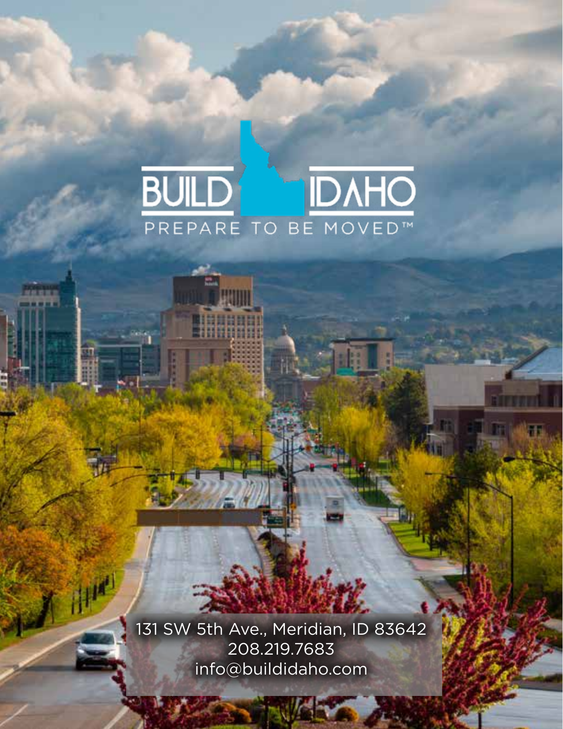BUILD IDAHO

PREPARE TO BE MOVED™

131 SW 5th Ave., Meridian, ID 83642
208.219.7683
info@buildidaho.com